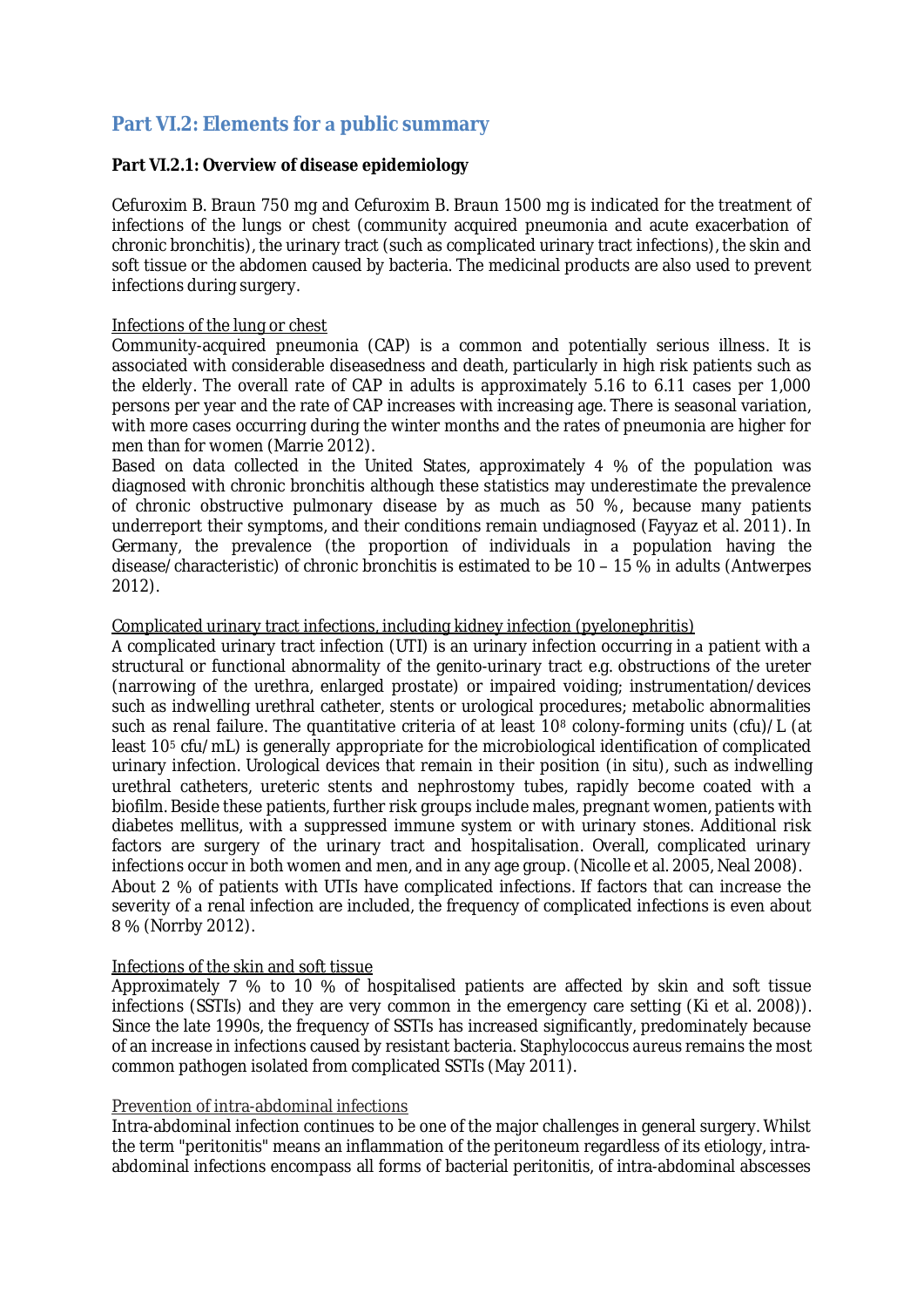## Part VI.2: Elements for a public summary

### Part VI.2.1: Overview of disease epidemiology

Cefuroxim B. Braun 750 mg and Cefuroxim B. Braun 1500 mg is indicated for the treatment of infections of the lungs or chest (community acquired pneumonia and acute exacerbation of chronic bronchitis), the urinary tract (such as complicated urinary tract infections), the skin and soft tissue or the abdomen caused by bacteria. The medicinal products are also used to prevent infections during surgery.

<u>Infections of the lung or chest</u>

Community-acquired pneumonia (CAP) is a common and potentially serious illness. It is associated with considerable diseasedness and death, particularly in high risk patients such as the elderly. The overall rate of CAP in adults is approximately 5.16 to 6.11 cases per 1,000 persons per year and the rate of CAP increases with increasing age. There is seasonal variation, with more cases occurring during the winter months and the rates of pneumonia are higher for men than for women (Marrie 2012).

Based on data collected in the United States, approximately 4 % of the population was diagnosed with chronic bronchitis although these statistics may underestimate the prevalence of chronic obstructive pulmonary disease by as much as 50 %, because many patients underreport their symptoms, and their conditions remain undiagnosed (Fayyaz et al. 2011). In Germany, the prevalence (the proportion of individuals in a population having the disease/characteristic) of chronic bronchitis is estimated to be 10 – 15 % in adults (Antwerpes 2012).

<u>Complicated urinary tract infections, including kidney infection (pyelonephritis)</u>

A complicated urinary tract infection (UTI) is an urinary infection occurring in a patient with a structural or functional abnormality of the genito-urinary tract e.g. obstructions of the ureter (narrowing of the urethra, enlarged prostate) or impaired voiding; instrumentation/devices such as indwelling urethral catheter, stents or urological procedures; metabolic abnormalities such as renal failure. The quantitative criteria of at least $10^8$ colony-forming units (cfu)/L (at least $10^5$ cfu/mL) is generally appropriate for the microbiological identification of complicated urinary infection. Urological devices that remain in their position (in situ), such as indwelling urethral catheters, ureteric stents and nephrostomy tubes, rapidly become coated with a biofilm. Beside these patients, further risk groups include males, pregnant women, patients with diabetes mellitus, with a suppressed immune system or with urinary stones. Additional risk factors are surgery of the urinary tract and hospitalisation. Overall, complicated urinary infections occur in both women and men, and in any age group. (Nicolle et al. 2005, Neal 2008).

About 2 % of patients with UTIs have complicated infections. If factors that can increase the severity of a renal infection are included, the frequency of complicated infections is even about 8 % (Norrby 2012).

<u>Infections of the skin and soft tissue</u>

Approximately 7 % to 10 % of hospitalised patients are affected by skin and soft tissue infections (SSTIs) and they are very common in the emergency care setting (Ki et al. 2008)). Since the late 1990s, the frequency of SSTIs has increased significantly, predominately because of an increase in infections caused by resistant bacteria. *Staphylococcus aureus* remains the most common pathogen isolated from complicated SSTIs (May 2011).

<u>Prevention of intra-abdominal infections</u>

Intra-abdominal infection continues to be one of the major challenges in general surgery. Whilst the term "peritonitis" means an inflammation of the peritoneum regardless of its etiology, intra-abdominal infections encompass all forms of bacterial peritonitis, of intra-abdominal abscesses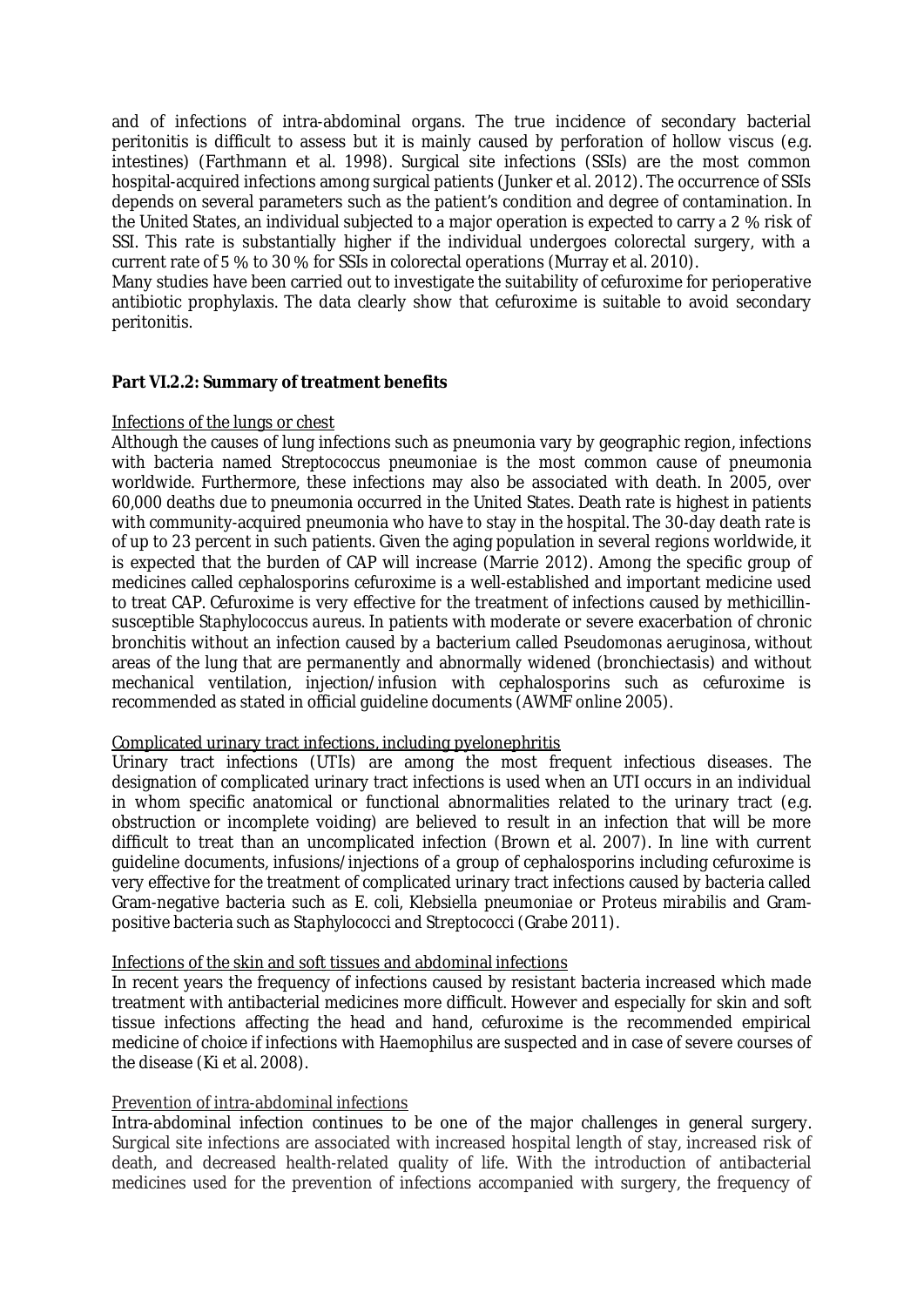and of infections of intra-abdominal organs. The true incidence of secondary bacterial peritonitis is difficult to assess but it is mainly caused by perforation of hollow viscus (e.g. intestines) (Farthmann et al. 1998). Surgical site infections (SSIs) are the most common hospital-acquired infections among surgical patients (Junker et al. 2012). The occurrence of SSIs depends on several parameters such as the patient's condition and degree of contamination. In the United States, an individual subjected to a major operation is expected to carry a 2 % risk of SSI. This rate is substantially higher if the individual undergoes colorectal surgery, with a current rate of 5 % to 30 % for SSIs in colorectal operations (Murray et al. 2010).

Many studies have been carried out to investigate the suitability of cefuroxime for perioperative antibiotic prophylaxis. The data clearly show that cefuroxime is suitable to avoid secondary peritonitis.

**Part VI.2.2: Summary of treatment benefits**

Infections of the lungs or chest

Although the causes of lung infections such as pneumonia vary by geographic region, infections with bacteria named *Streptococcus pneumoniae* is the most common cause of pneumonia worldwide. Furthermore, these infections may also be associated with death. In 2005, over 60,000 deaths due to pneumonia occurred in the United States. Death rate is highest in patients with community-acquired pneumonia who have to stay in the hospital. The 30-day death rate is of up to 23 percent in such patients. Given the aging population in several regions worldwide, it is expected that the burden of CAP will increase (Marrie 2012). Among the specific group of medicines called cephalosporins cefuroxime is a well-established and important medicine used to treat CAP. Cefuroxime is very effective for the treatment of infections caused by methicillin-susceptible *Staphylococcus aureus*. In patients with moderate or severe exacerbation of chronic bronchitis without an infection caused by a bacterium called *Pseudomonas aeruginosa*, without areas of the lung that are permanently and abnormally widened (bronchiectasis) and without mechanical ventilation, injection/infusion with cephalosporins such as cefuroxime is recommended as stated in official guideline documents (AWMF online 2005).

Complicated urinary tract infections, including pyelonephritis

Urinary tract infections (UTIs) are among the most frequent infectious diseases. The designation of complicated urinary tract infections is used when an UTI occurs in an individual in whom specific anatomical or functional abnormalities related to the urinary tract (e.g. obstruction or incomplete voiding) are believed to result in an infection that will be more difficult to treat than an uncomplicated infection (Brown et al. 2007). In line with current guideline documents, infusions/injections of a group of cephalosporins including cefuroxime is very effective for the treatment of complicated urinary tract infections caused by bacteria called Gram-negative bacteria such as *E. coli*, *Klebsiella pneumoniae* or *Proteus mirabilis* and Gram-positive bacteria such as *Staphylococci* and *Streptococci* (Grabe 2011).

Infections of the skin and soft tissues and abdominal infections

In recent years the frequency of infections caused by resistant bacteria increased which made treatment with antibacterial medicines more difficult. However and especially for skin and soft tissue infections affecting the head and hand, cefuroxime is the recommended empirical medicine of choice if infections with *Haemophilus* are suspected and in case of severe courses of the disease (Ki et al. 2008).

Prevention of intra-abdominal infections

Intra-abdominal infection continues to be one of the major challenges in general surgery. Surgical site infections are associated with increased hospital length of stay, increased risk of death, and decreased health-related quality of life. With the introduction of antibacterial medicines used for the prevention of infections accompanied with surgery, the frequency of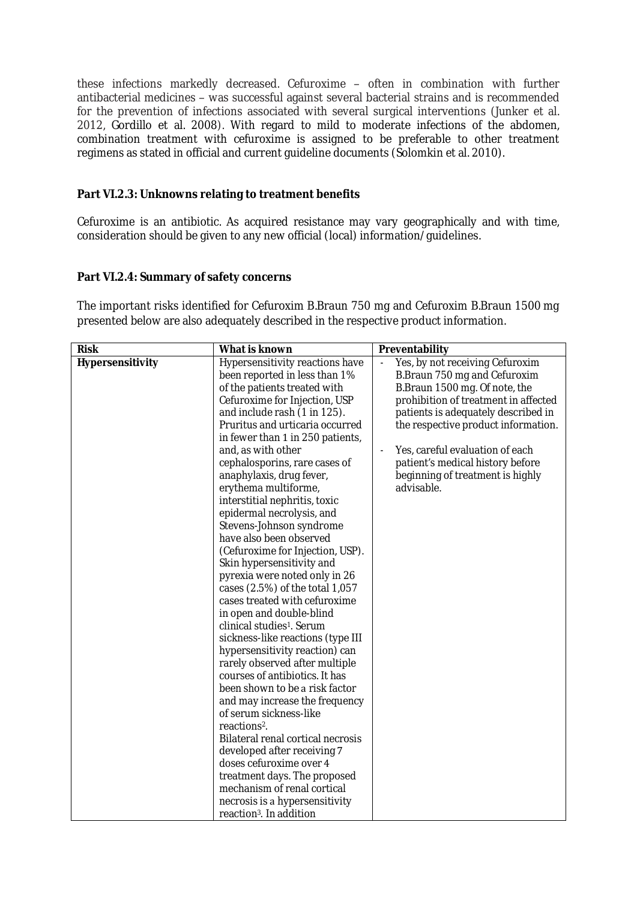these infections markedly decreased. Cefuroxime – often in combination with further antibacterial medicines – was successful against several bacterial strains and is recommended for the prevention of infections associated with several surgical interventions (Junker et al. 2012, Gordillo et al. 2008). With regard to mild to moderate infections of the abdomen, combination treatment with cefuroxime is assigned to be preferable to other treatment regimens as stated in official and current guideline documents (Solomkin et al. 2010).

### Part VI.2.3: Unknowns relating to treatment benefits

Cefuroxime is an antibiotic. As acquired resistance may vary geographically and with time, consideration should be given to any new official (local) information/guidelines.

### Part VI.2.4: Summary of safety concerns

The important risks identified for Cefuroxim B.Braun 750 mg and Cefuroxim B.Braun 1500 mg presented below are also adequately described in the respective product information.

| Risk | What is known | Preventability |
|---|---|---|
| **Hypersensitivity** | Hypersensitivity reactions have been reported in less than 1% of the patients treated with Cefuroxime for Injection, USP and include rash (1 in 125). Pruritus and urticaria occurred in fewer than 1 in 250 patients, and, as with other cephalosporins, rare cases of anaphylaxis, drug fever, erythema multiforme, interstitial nephritis, toxic epidermal necrolysis, and Stevens-Johnson syndrome have also been observed (Cefuroxime for Injection, USP). Skin hypersensitivity and pyrexia were noted only in 26 cases (2.5%) of the total 1,057 cases treated with cefuroxime in open and double-blind clinical studies[1]. Serum sickness-like reactions (type III hypersensitivity reaction) can rarely observed after multiple courses of antibiotics. It has been shown to be a risk factor and may increase the frequency of serum sickness-like reactions[2]. Bilateral renal cortical necrosis developed after receiving 7 doses cefuroxime over 4 treatment days. The proposed mechanism of renal cortical necrosis is a hypersensitivity reaction[3]. In addition | - Yes, by not receiving Cefuroxim B.Braun 750 mg and Cefuroxim B.Braun 1500 mg. Of note, the prohibition of treatment in affected patients is adequately described in the respective product information.<br><br>- Yes, careful evaluation of each patient's medical history before beginning of treatment is highly advisable. |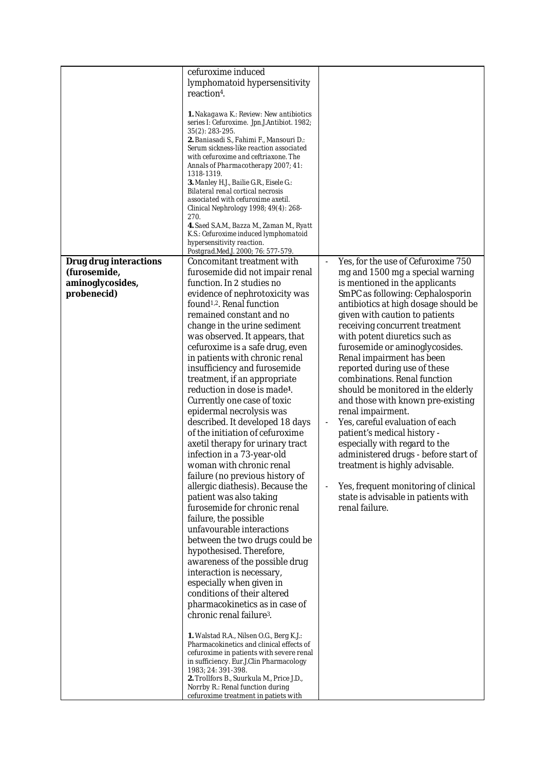| | | |
|---|---|---|
| | cefuroxime induced lymphomatoid hypersensitivity reaction[4].<br><br>**1.** Nakagawa K.: Review: New antibiotics series I: Cefuroxime. Jpn.J.Antibiot. 1982; 35(2): 283-295.<br>**2.** Baniasadi S., Fahimi F., Mansouri D.: Serum sickness-like reaction associated with cefuroxime and ceftriaxone. The Annals of Pharmacotherapy 2007; 41: 1318-1319.<br>**3.** Manley H.J., Bailie G.R., Eisele G.: Bilateral renal cortical necrosis associated with cefuroxime axetil. Clinical Nephrology 1998; 49(4): 268-270.<br>**4.** Saed S.A.M., Bazza M., Zaman M., Ryatt K.S.: Cefuroxime induced lymphomatoid hypersensitivity reaction. Postgrad.Med.J. 2000; 76: 577-579. | |
| **Drug drug interactions (furosemide, aminoglycosides, probenecid)** | Concomitant treatment with furosemide did not impair renal function. In 2 studies no evidence of nephrotoxicity was found[1,2]. Renal function remained constant and no change in the urine sediment was observed. It appears, that cefuroxime is a safe drug, even in patients with chronic renal insufficiency and furosemide treatment, if an appropriate reduction in dose is made[1]. Currently one case of toxic epidermal necrolysis was described. It developed 18 days of the initiation of cefuroxime axetil therapy for urinary tract infection in a 73-year-old woman with chronic renal failure (no previous history of allergic diathesis). Because the patient was also taking furosemide for chronic renal failure, the possible unfavourable interactions between the two drugs could be hypothesised. Therefore, awareness of the possible drug interaction is necessary, especially when given in conditions of their altered pharmacokinetics as in case of chronic renal failure[3].<br><br>**1.** Walstad R.A., Nilsen O.G., Berg K.J.: Pharmacokinetics and clinical effects of cefuroxime in patients with severe renal in sufficiency. Eur.J.Clin Pharmacology 1983; 24: 391-398.<br>**2.** Trollfors B., Suurkula M., Price J.D., Norrby R.: Renal function during cefuroxime treatment in patiets with | - Yes, for the use of Cefuroxime 750 mg and 1500 mg a special warning is mentioned in the applicants SmPC as following: Cephalosporin antibiotics at high dosage should be given with caution to patients receiving concurrent treatment with potent diuretics such as furosemide or aminoglycosides. Renal impairment has been reported during use of these combinations. Renal function should be monitored in the elderly and those with known pre-existing renal impairment.<br>- Yes, careful evaluation of each patient's medical history - especially with regard to the administered drugs - before start of treatment is highly advisable.<br><br>- Yes, frequent monitoring of clinical state is advisable in patients with renal failure. |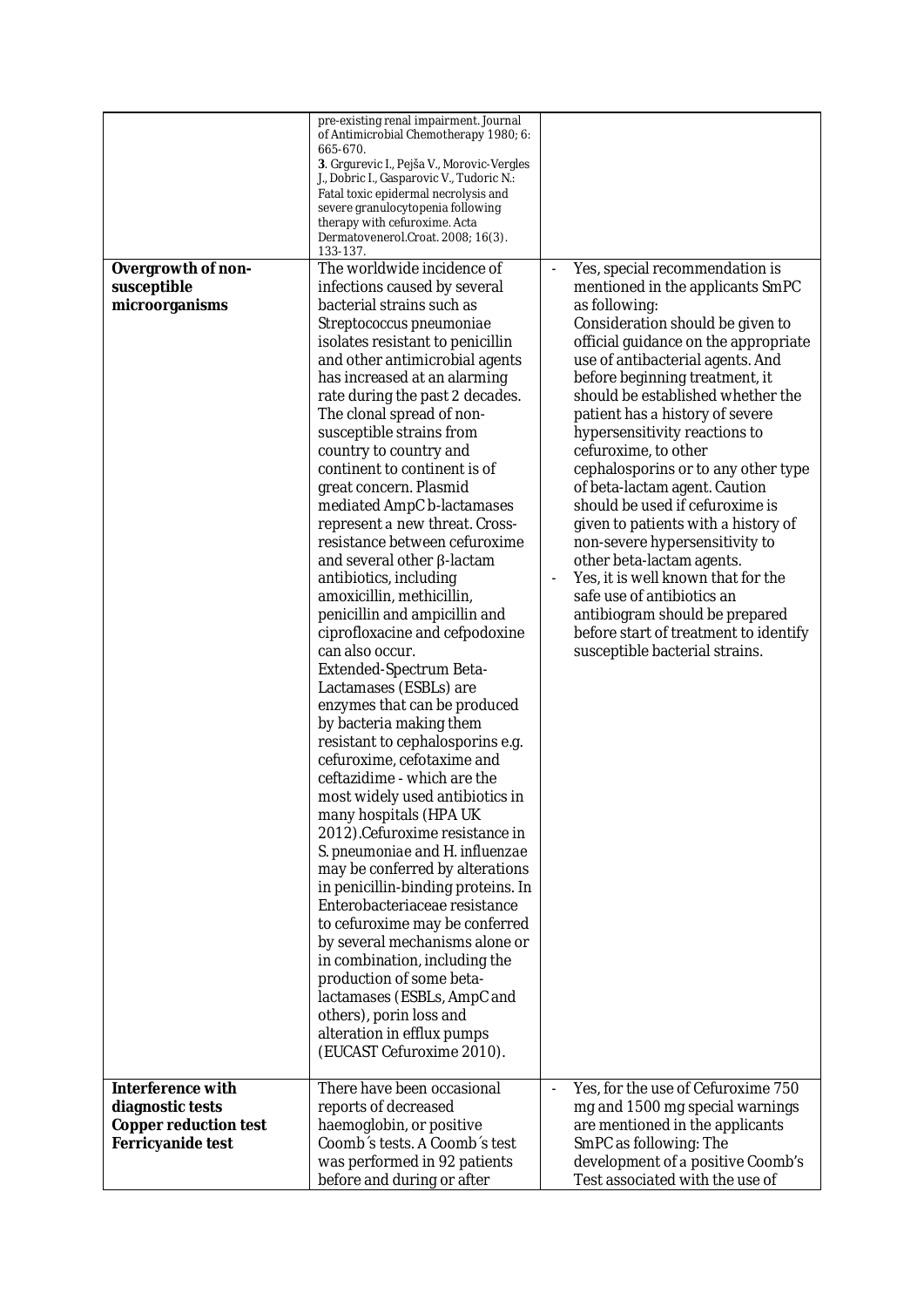| | | |
|---|---|---|
| | pre-existing renal impairment. Journal of Antimicrobial Chemotherapy 1980; 6: 665-670.<br>**3**. Grgurevic I., Pejša V., Morovic-Vergles J., Dobric I., Gasparovic V., Tudoric N.: Fatal toxic epidermal necrolysis and severe granulocytopenia following therapy with cefuroxime. Acta Dermatovenerol.Croat. 2008; 16(3). 133-137. | |
| **Overgrowth of non-susceptible microorganisms** | The worldwide incidence of infections caused by several bacterial strains such as Streptococcus pneumoniae isolates resistant to penicillin and other antimicrobial agents has increased at an alarming rate during the past 2 decades. The clonal spread of non-susceptible strains from country to country and continent to continent is of great concern. Plasmid mediated AmpC b-lactamases represent a new threat. Cross-resistance between cefuroxime and several other β-lactam antibiotics, including amoxicillin, methicillin, penicillin and ampicillin and ciprofloxacine and cefpodoxine can also occur.<br>Extended-Spectrum Beta-Lactamases (ESBLs) are enzymes that can be produced by bacteria making them resistant to cephalosporins e.g. cefuroxime, cefotaxime and ceftazidime - which are the most widely used antibiotics in many hospitals (HPA UK 2012).Cefuroxime resistance in S. pneumoniae and H. influenzae may be conferred by alterations in penicillin-binding proteins. In Enterobacteriaceae resistance to cefuroxime may be conferred by several mechanisms alone or in combination, including the production of some beta-lactamases (ESBLs, AmpC and others), porin loss and alteration in efflux pumps (EUCAST Cefuroxime 2010). | - Yes, special recommendation is mentioned in the applicants SmPC as following:<br>Consideration should be given to official guidance on the appropriate use of antibacterial agents. And before beginning treatment, it should be established whether the patient has a history of severe hypersensitivity reactions to cefuroxime, to other cephalosporins or to any other type of beta-lactam agent. Caution should be used if cefuroxime is given to patients with a history of non-severe hypersensitivity to other beta-lactam agents.<br>- Yes, it is well known that for the safe use of antibiotics an antibiogram should be prepared before start of treatment to identify susceptible bacterial strains. |
| **Interference with diagnostic tests**<br>**Copper reduction test**<br>**Ferricyanide test** | There have been occasional reports of decreased haemoglobin, or positive Coomb´s tests. A Coomb´s test was performed in 92 patients before and during or after | - Yes, for the use of Cefuroxime 750 mg and 1500 mg special warnings are mentioned in the applicants SmPC as following: The development of a positive Coomb's Test associated with the use of |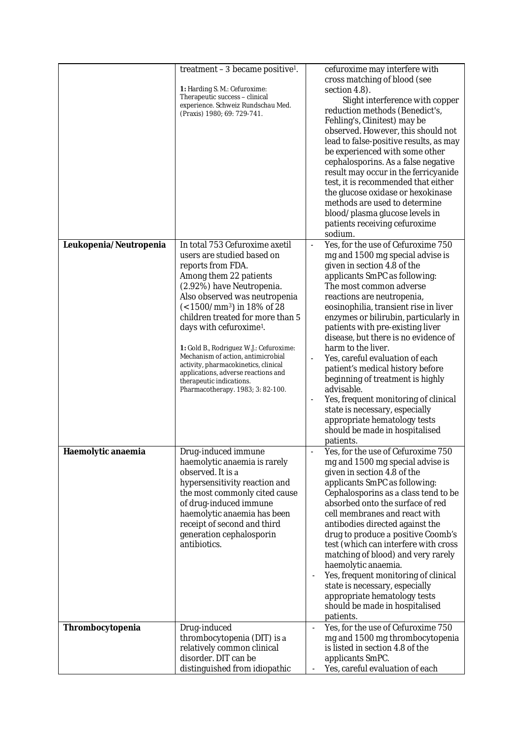| | | |
|---|---|---|
| | treatment – 3 became positive[1].<br><br>1: Harding S. M.: Cefuroxime: Therapeutic success – clinical experience. Schweiz Rundschau Med. (Praxis) 1980; 69: 729-741. | cefuroxime may interfere with cross matching of blood (see section 4.8).<br>Slight interference with copper reduction methods (Benedict's, Fehling's, Clinitest) may be observed. However, this should not lead to false-positive results, as may be experienced with some other cephalosporins. As a false negative result may occur in the ferricyanide test, it is recommended that either the glucose oxidase or hexokinase methods are used to determine blood/plasma glucose levels in patients receiving cefuroxime sodium. |
| **Leukopenia/Neutropenia** | In total 753 Cefuroxime axetil users are studied based on reports from FDA.<br>Among them 22 patients (2.92%) have Neutropenia.<br>Also observed was neutropenia (<1500/mm$^3$) in 18% of 28 children treated for more than 5 days with cefuroxime[1].<br><br>1: Gold B., Rodriguez W.J.: Cefuroxime: Mechanism of action, antimicrobial activity, pharmacokinetics, clinical applications, adverse reactions and therapeutic indications. Pharmacotherapy. 1983; 3: 82-100. | - Yes, for the use of Cefuroxime 750 mg and 1500 mg special advise is given in section 4.8 of the applicants SmPC as following: The most common adverse reactions are neutropenia, eosinophilia, transient rise in liver enzymes or bilirubin, particularly in patients with pre-existing liver disease, but there is no evidence of harm to the liver.<br>- Yes, careful evaluation of each patient's medical history before beginning of treatment is highly advisable.<br>- Yes, frequent monitoring of clinical state is necessary, especially appropriate hematology tests should be made in hospitalised patients. |
| **Haemolytic anaemia** | Drug-induced immune haemolytic anaemia is rarely observed. It is a hypersensitivity reaction and the most commonly cited cause of drug-induced immune haemolytic anaemia has been receipt of second and third generation cephalosporin antibiotics. | - Yes, for the use of Cefuroxime 750 mg and 1500 mg special advise is given in section 4.8 of the applicants SmPC as following: Cephalosporins as a class tend to be absorbed onto the surface of red cell membranes and react with antibodies directed against the drug to produce a positive Coomb's test (which can interfere with cross matching of blood) and very rarely haemolytic anaemia.<br>- Yes, frequent monitoring of clinical state is necessary, especially appropriate hematology tests should be made in hospitalised patients. |
| **Thrombocytopenia** | Drug-induced thrombocytopenia (DIT) is a relatively common clinical disorder. DIT can be distinguished from idiopathic | - Yes, for the use of Cefuroxime 750 mg and 1500 mg thrombocytopenia is listed in section 4.8 of the applicants SmPC.<br>- Yes, careful evaluation of each |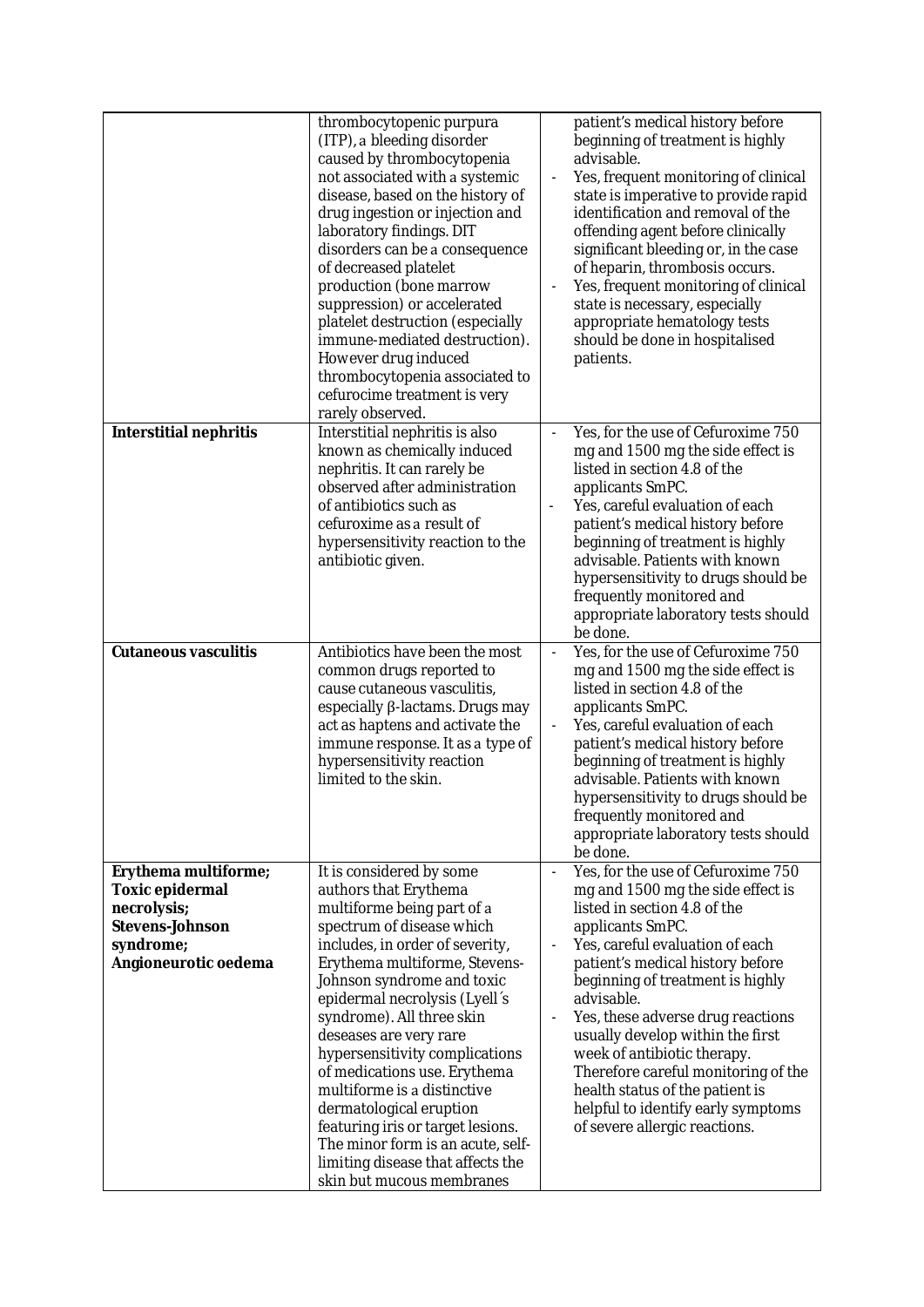| | | |
|---|---|---|
| | thrombocytopenic purpura (ITP), a bleeding disorder caused by thrombocytopenia not associated with a systemic disease, based on the history of drug ingestion or injection and laboratory findings. DIT disorders can be a consequence of decreased platelet production (bone marrow suppression) or accelerated platelet destruction (especially immune-mediated destruction). However drug induced thrombocytopenia associated to cefurocime treatment is very rarely observed. | patient's medical history before beginning of treatment is highly advisable.<br>- Yes, frequent monitoring of clinical state is imperative to provide rapid identification and removal of the offending agent before clinically significant bleeding or, in the case of heparin, thrombosis occurs.<br>- Yes, frequent monitoring of clinical state is necessary, especially appropriate hematology tests should be done in hospitalised patients. |
| **Interstitial nephritis** | Interstitial nephritis is also known as chemically induced nephritis. It can rarely be observed after administration of antibiotics such as cefuroxime as a result of hypersensitivity reaction to the antibiotic given. | - Yes, for the use of Cefuroxime 750 mg and 1500 mg the side effect is listed in section 4.8 of the applicants SmPC.<br>- Yes, careful evaluation of each patient's medical history before beginning of treatment is highly advisable. Patients with known hypersensitivity to drugs should be frequently monitored and appropriate laboratory tests should be done. |
| **Cutaneous vasculitis** | Antibiotics have been the most common drugs reported to cause cutaneous vasculitis, especially β-lactams. Drugs may act as haptens and activate the immune response. It as a type of hypersensitivity reaction limited to the skin. | - Yes, for the use of Cefuroxime 750 mg and 1500 mg the side effect is listed in section 4.8 of the applicants SmPC.<br>- Yes, careful evaluation of each patient's medical history before beginning of treatment is highly advisable. Patients with known hypersensitivity to drugs should be frequently monitored and appropriate laboratory tests should be done. |
| **Erythema multiforme; Toxic epidermal necrolysis; Stevens-Johnson syndrome; Angioneurotic oedema** | It is considered by some authors that Erythema multiforme being part of a spectrum of disease which includes, in order of severity, Erythema multiforme, Stevens-Johnson syndrome and toxic epidermal necrolysis (Lyell´s syndrome). All three skin deseases are very rare hypersensitivity complications of medications use. Erythema multiforme is a distinctive dermatological eruption featuring iris or target lesions. The minor form is an acute, self-limiting disease that affects the skin but mucous membranes | - Yes, for the use of Cefuroxime 750 mg and 1500 mg the side effect is listed in section 4.8 of the applicants SmPC.<br>- Yes, careful evaluation of each patient's medical history before beginning of treatment is highly advisable.<br>- Yes, these adverse drug reactions usually develop within the first week of antibiotic therapy. Therefore careful monitoring of the health status of the patient is helpful to identify early symptoms of severe allergic reactions. |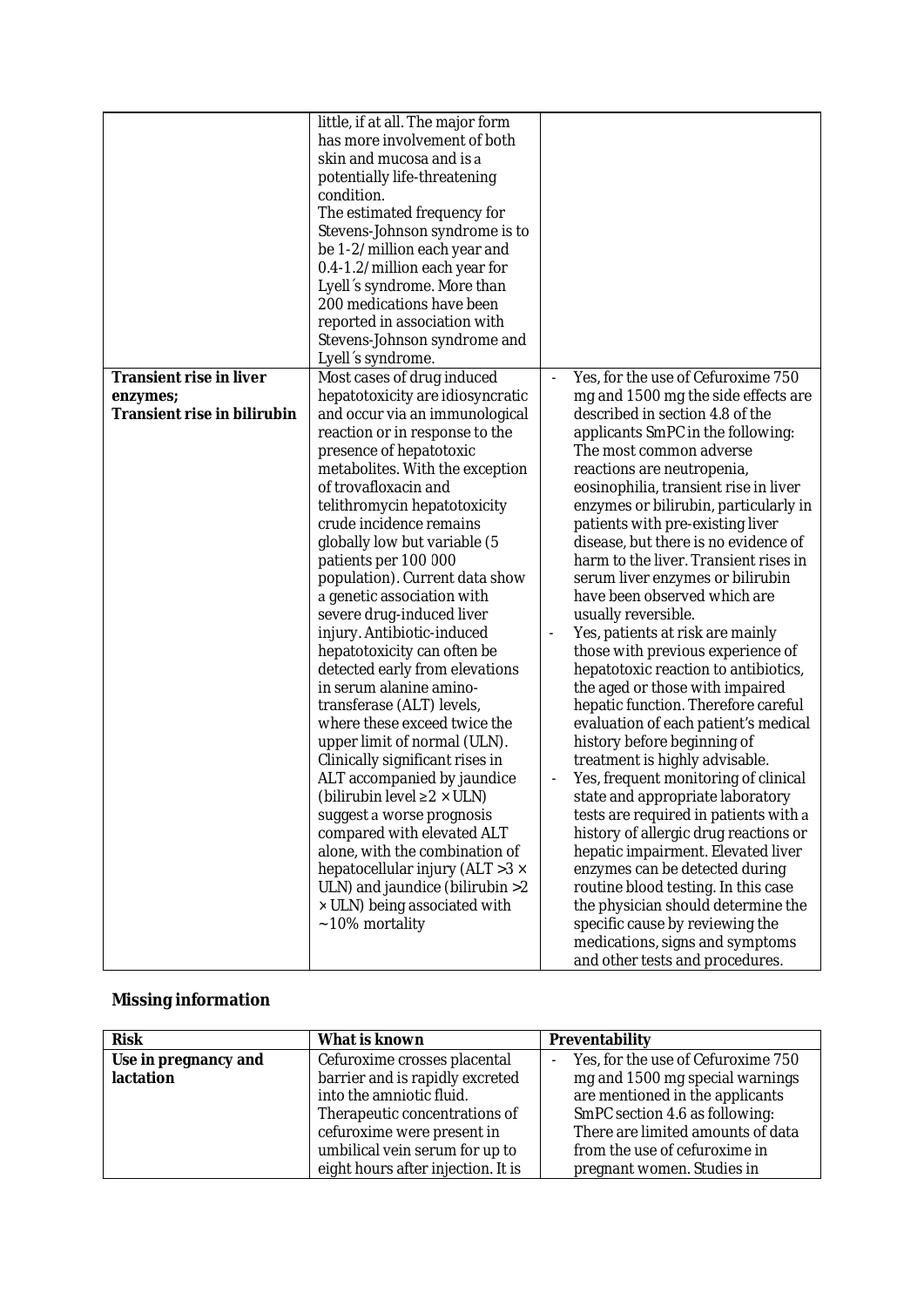| | | |
|---|---|---|
| | little, if at all. The major form has more involvement of both skin and mucosa and is a potentially life-threatening condition. The estimated frequency for Stevens-Johnson syndrome is to be 1-2/million each year and 0.4-1.2/million each year for Lyell´s syndrome. More than 200 medications have been reported in association with Stevens-Johnson syndrome and Lyell´s syndrome. | |
| **Transient rise in liver enzymes; Transient rise in bilirubin** | Most cases of drug induced hepatotoxicity are idiosyncratic and occur via an immunological reaction or in response to the presence of hepatotoxic metabolites. With the exception of trovafloxacin and telithromycin hepatotoxicity crude incidence remains globally low but variable (5 patients per 100 000 population). Current data show a genetic association with severe drug-induced liver injury. Antibiotic-induced hepatotoxicity can often be detected early from elevations in serum alanine amino-transferase (ALT) levels, where these exceed twice the upper limit of normal (ULN). Clinically significant rises in ALT accompanied by jaundice (bilirubin level ≥2 × ULN) suggest a worse prognosis compared with elevated ALT alone, with the combination of hepatocellular injury (ALT >3 × ULN) and jaundice (bilirubin >2 × ULN) being associated with ~10% mortality | - Yes, for the use of Cefuroxime 750 mg and 1500 mg the side effects are described in section 4.8 of the applicants SmPC in the following: The most common adverse reactions are neutropenia, eosinophilia, transient rise in liver enzymes or bilirubin, particularly in patients with pre-existing liver disease, but there is no evidence of harm to the liver. Transient rises in serum liver enzymes or bilirubin have been observed which are usually reversible.<br>- Yes, patients at risk are mainly those with previous experience of hepatotoxic reaction to antibiotics, the aged or those with impaired hepatic function. Therefore careful evaluation of each patient's medical history before beginning of treatment is highly advisable.<br>- Yes, frequent monitoring of clinical state and appropriate laboratory tests are required in patients with a history of allergic drug reactions or hepatic impairment. Elevated liver enzymes can be detected during routine blood testing. In this case the physician should determine the specific cause by reviewing the medications, signs and symptoms and other tests and procedures. |

**Missing information**

| Risk | What is known | Preventability |
|---|---|---|
| **Use in pregnancy and lactation** | Cefuroxime crosses placental barrier and is rapidly excreted into the amniotic fluid. Therapeutic concentrations of cefuroxime were present in umbilical vein serum for up to eight hours after injection. It is | - Yes, for the use of Cefuroxime 750 mg and 1500 mg special warnings are mentioned in the applicants SmPC section 4.6 as following: There are limited amounts of data from the use of cefuroxime in pregnant women. Studies in |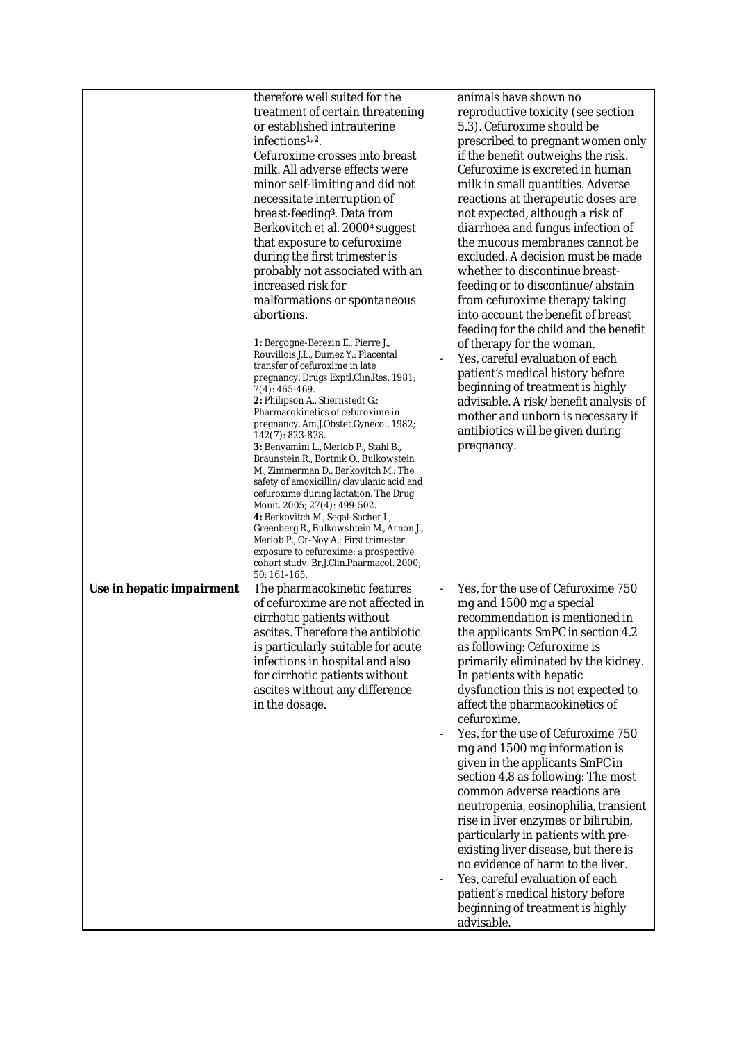| | | |
|---|---|---|
| | therefore well suited for the treatment of certain threatening or established intrauterine infections[1, 2].<br>Cefuroxime crosses into breast milk. All adverse effects were minor self-limiting and did not necessitate interruption of breast-feeding[3]. Data from Berkovitch et al. 2000[4] suggest that exposure to cefuroxime during the first trimester is probably not associated with an increased risk for malformations or spontaneous abortions.<br><br>1: Bergogne-Berezin E., Pierre J., Rouvillois J.L., Dumez Y.: Placental transfer of cefuroxime in late pregnancy. Drugs Exptl.Clin.Res. 1981; 7(4): 465-469.<br>2: Philipson A., Stiernstedt G.: Pharmacokinetics of cefuroxime in pregnancy. Am.J.Obstet.Gynecol. 1982; 142(7): 823-828.<br>3: Benyamini L., Merlob P., Stahl B., Braunstein R., Bortnik O., Bulkowstein M., Zimmerman D., Berkovitch M.: The safety of amoxicillin/clavulanic acid and cefuroxime during lactation. The Drug Monit. 2005; 27(4): 499-502.<br>4: Berkovitch M., Segal-Socher I., Greenberg R., Bulkowshtein M., Arnon J., Merlob P., Or-Noy A.: First trimester exposure to cefuroxime: a prospective cohort study. Br.J.Clin.Pharmacol. 2000; 50: 161-165. | animals have shown no reproductive toxicity (see section 5.3). Cefuroxime should be prescribed to pregnant women only if the benefit outweighs the risk. Cefuroxime is excreted in human milk in small quantities. Adverse reactions at therapeutic doses are not expected, although a risk of diarrhoea and fungus infection of the mucous membranes cannot be excluded. A decision must be made whether to discontinue breast-feeding or to discontinue/abstain from cefuroxime therapy taking into account the benefit of breast feeding for the child and the benefit of therapy for the woman.<br>- Yes, careful evaluation of each patient's medical history before beginning of treatment is highly advisable. A risk/benefit analysis of mother and unborn is necessary if antibiotics will be given during pregnancy. |
| **Use in hepatic impairment** | The pharmacokinetic features of cefuroxime are not affected in cirrhotic patients without ascites. Therefore the antibiotic is particularly suitable for acute infections in hospital and also for cirrhotic patients without ascites without any difference in the dosage. | - Yes, for the use of Cefuroxime 750 mg and 1500 mg a special recommendation is mentioned in the applicants SmPC in section 4.2 as following: Cefuroxime is primarily eliminated by the kidney. In patients with hepatic dysfunction this is not expected to affect the pharmacokinetics of cefuroxime.<br>- Yes, for the use of Cefuroxime 750 mg and 1500 mg information is given in the applicants SmPC in section 4.8 as following: The most common adverse reactions are neutropenia, eosinophilia, transient rise in liver enzymes or bilirubin, particularly in patients with pre-existing liver disease, but there is no evidence of harm to the liver.<br>- Yes, careful evaluation of each patient's medical history before beginning of treatment is highly advisable. |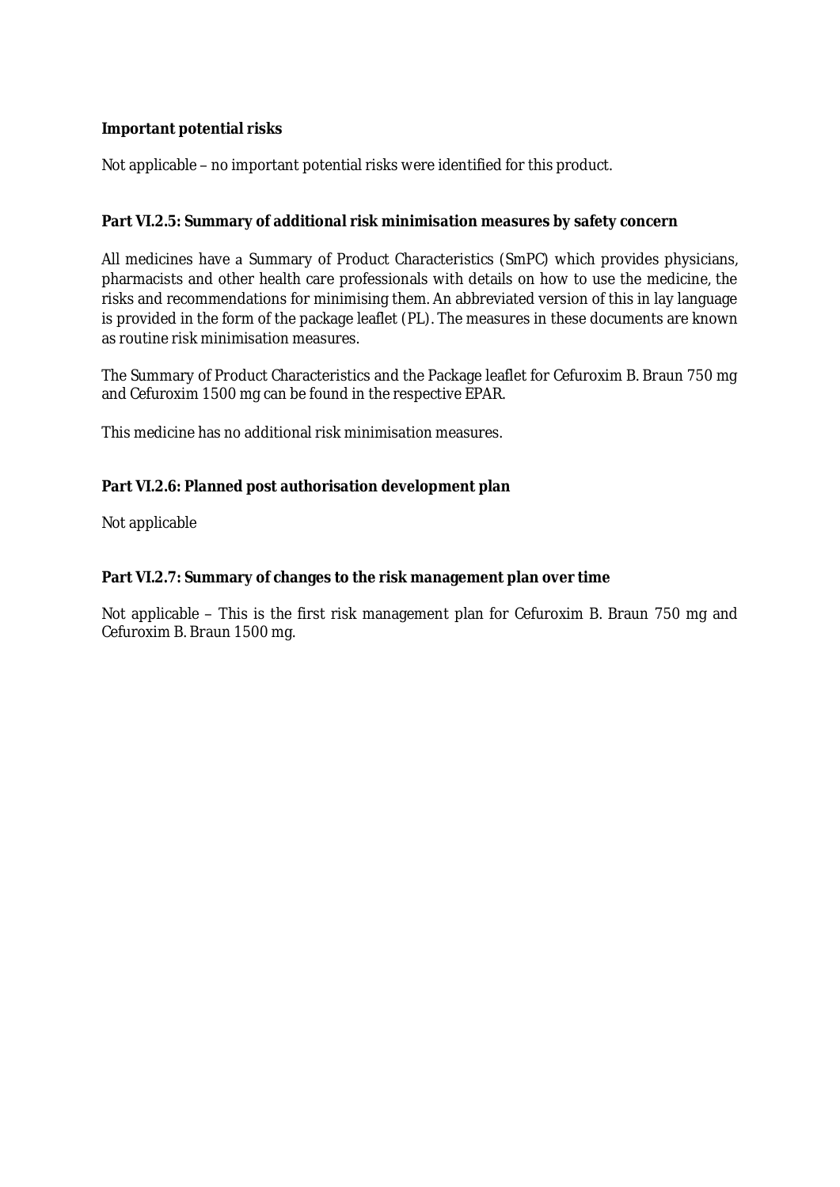**Important potential risks**

Not applicable – no important potential risks were identified for this product.

**Part VI.2.5: Summary of additional risk minimisation measures by safety concern**

All medicines have a Summary of Product Characteristics (SmPC) which provides physicians, pharmacists and other health care professionals with details on how to use the medicine, the risks and recommendations for minimising them. An abbreviated version of this in lay language is provided in the form of the package leaflet (PL). The measures in these documents are known as routine risk minimisation measures.

The Summary of Product Characteristics and the Package leaflet for Cefuroxim B. Braun 750 mg and Cefuroxim 1500 mg can be found in the respective EPAR.

This medicine has no additional risk minimisation measures.

**Part VI.2.6: Planned post authorisation development plan**

Not applicable

**Part VI.2.7: Summary of changes to the risk management plan over time**

Not applicable – This is the first risk management plan for Cefuroxim B. Braun 750 mg and Cefuroxim B. Braun 1500 mg.